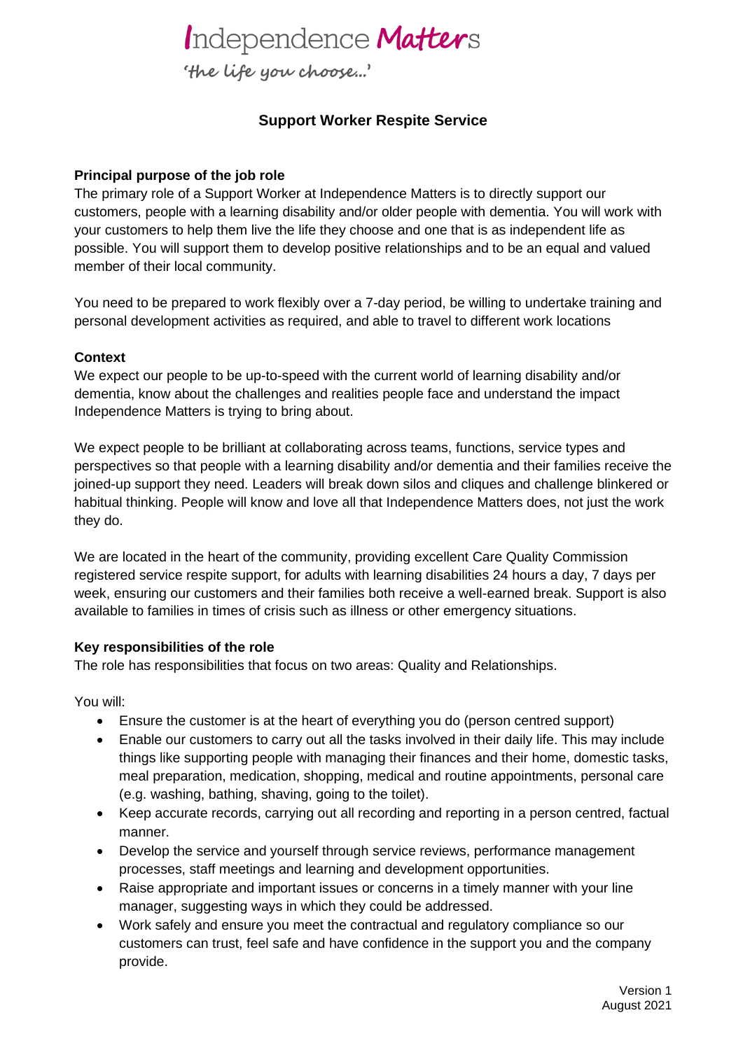Independence Matters

*'the life you choose...'*

# Support Worker Respite Service

**Principal purpose of the job role**

The primary role of a Support Worker at Independence Matters is to directly support our customers, people with a learning disability and/or older people with dementia. You will work with your customers to help them live the life they choose and one that is as independent life as possible. You will support them to develop positive relationships and to be an equal and valued member of their local community.

You need to be prepared to work flexibly over a 7-day period, be willing to undertake training and personal development activities as required, and able to travel to different work locations

**Context**

We expect our people to be up-to-speed with the current world of learning disability and/or dementia, know about the challenges and realities people face and understand the impact Independence Matters is trying to bring about.

We expect people to be brilliant at collaborating across teams, functions, service types and perspectives so that people with a learning disability and/or dementia and their families receive the joined-up support they need. Leaders will break down silos and cliques and challenge blinkered or habitual thinking. People will know and love all that Independence Matters does, not just the work they do.

We are located in the heart of the community, providing excellent Care Quality Commission registered service respite support, for adults with learning disabilities 24 hours a day, 7 days per week, ensuring our customers and their families both receive a well-earned break. Support is also available to families in times of crisis such as illness or other emergency situations.

**Key responsibilities of the role**

The role has responsibilities that focus on two areas: Quality and Relationships.

You will:

- Ensure the customer is at the heart of everything you do (person centred support)
- Enable our customers to carry out all the tasks involved in their daily life. This may include things like supporting people with managing their finances and their home, domestic tasks, meal preparation, medication, shopping, medical and routine appointments, personal care (e.g. washing, bathing, shaving, going to the toilet).
- Keep accurate records, carrying out all recording and reporting in a person centred, factual manner.
- Develop the service and yourself through service reviews, performance management processes, staff meetings and learning and development opportunities.
- Raise appropriate and important issues or concerns in a timely manner with your line manager, suggesting ways in which they could be addressed.
- Work safely and ensure you meet the contractual and regulatory compliance so our customers can trust, feel safe and have confidence in the support you and the company provide.

Version 1
August 2021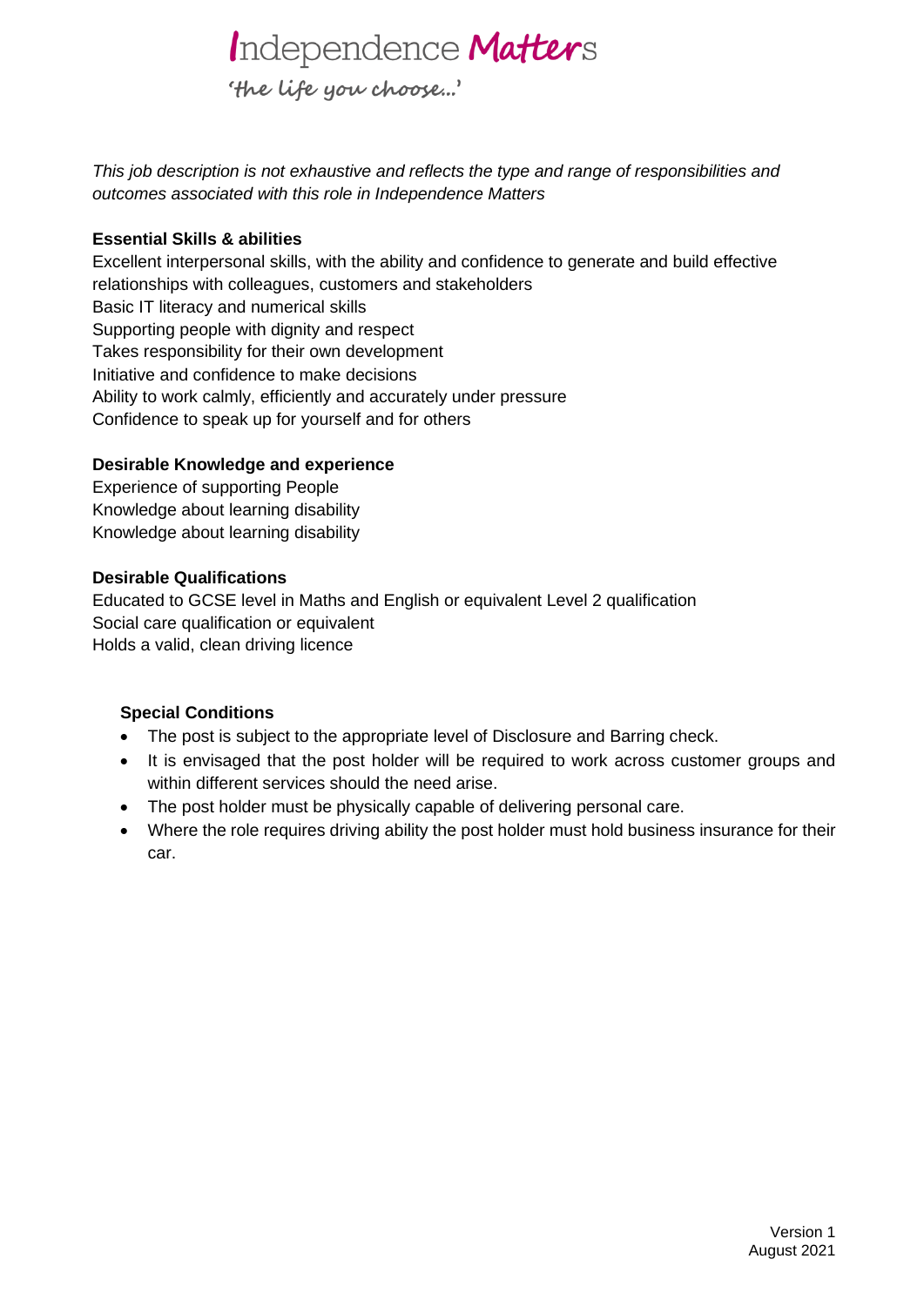*This job description is not exhaustive and reflects the type and range of responsibilities and outcomes associated with this role in Independence Matters*

**Essential Skills & abilities**

Excellent interpersonal skills, with the ability and confidence to generate and build effective relationships with colleagues, customers and stakeholders
Basic IT literacy and numerical skills
Supporting people with dignity and respect
Takes responsibility for their own development
Initiative and confidence to make decisions
Ability to work calmly, efficiently and accurately under pressure
Confidence to speak up for yourself and for others

**Desirable Knowledge and experience**

Experience of supporting People
Knowledge about learning disability
Knowledge about learning disability

**Desirable Qualifications**

Educated to GCSE level in Maths and English or equivalent Level 2 qualification
Social care qualification or equivalent
Holds a valid, clean driving licence

**Special Conditions**

- The post is subject to the appropriate level of Disclosure and Barring check.
- It is envisaged that the post holder will be required to work across customer groups and within different services should the need arise.
- The post holder must be physically capable of delivering personal care.
- Where the role requires driving ability the post holder must hold business insurance for their car.

Version 1
August 2021